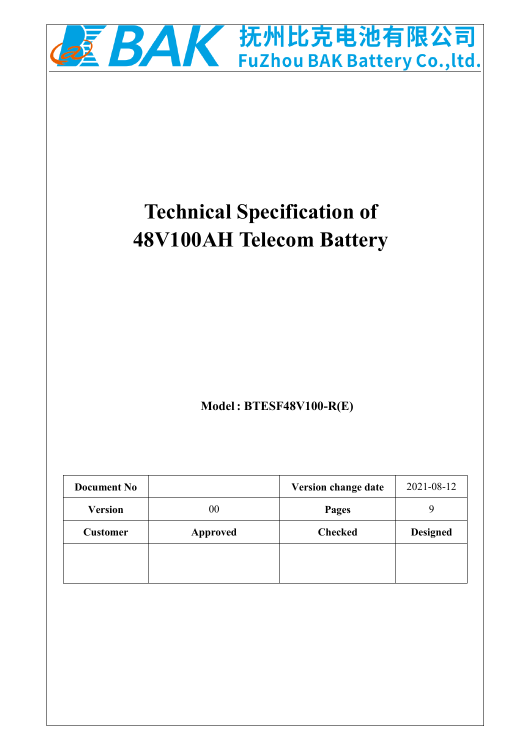抚州比克电池有限公司
FuZhou BAK Battery Co.,ltd.

# Technical Specification of 48V100AH Telecom Battery

**Model：BTESF48V100-R(E)**

| **Document No** | | **Version change date** | 2021-08-12 |
|---|---|---|---|
| **Version** | 00 | **Pages** | 9 |
| **Customer** | **Approved** | **Checked** | **Designed** |
| | | | |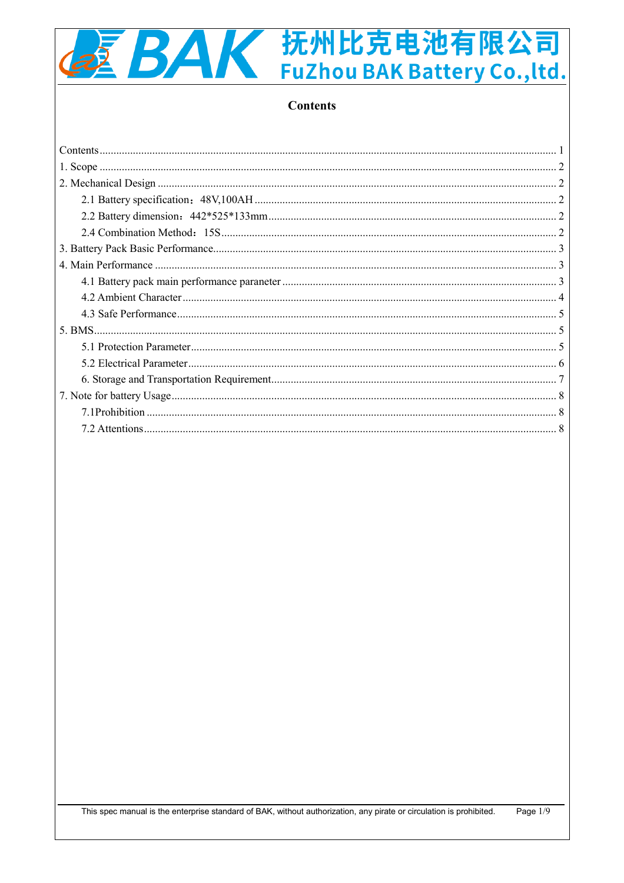# Contents

Contents ........................................................................................................................ 1

1. Scope ........................................................................................................................ 2

2. Mechanical Design ..................................................................................................... 2

  2.1 Battery specification：48V,100AH ........................................................................ 2

  2.2 Battery dimension：442*525*133mm ..................................................................... 2

  2.4 Combination Method：15S ...................................................................................... 2

3. Battery Pack Basic Performance.................................................................................. 3

4. Main Performance ...................................................................................................... 3

  4.1 Battery pack main performance paraneter ................................................................ 3

  4.2 Ambient Character .................................................................................................. 4

  4.3 Safe Performance ..................................................................................................... 5

5. BMS............................................................................................................................ 5

  5.1 Protection Parameter ................................................................................................ 5

  5.2 Electrical Parameter .................................................................................................. 6

  6. Storage and Transportation Requirement .................................................................. 7

7. Note for battery Usage ................................................................................................. 8

  7.1Prohibition ................................................................................................................ 8

  7.2 Attentions ................................................................................................................. 8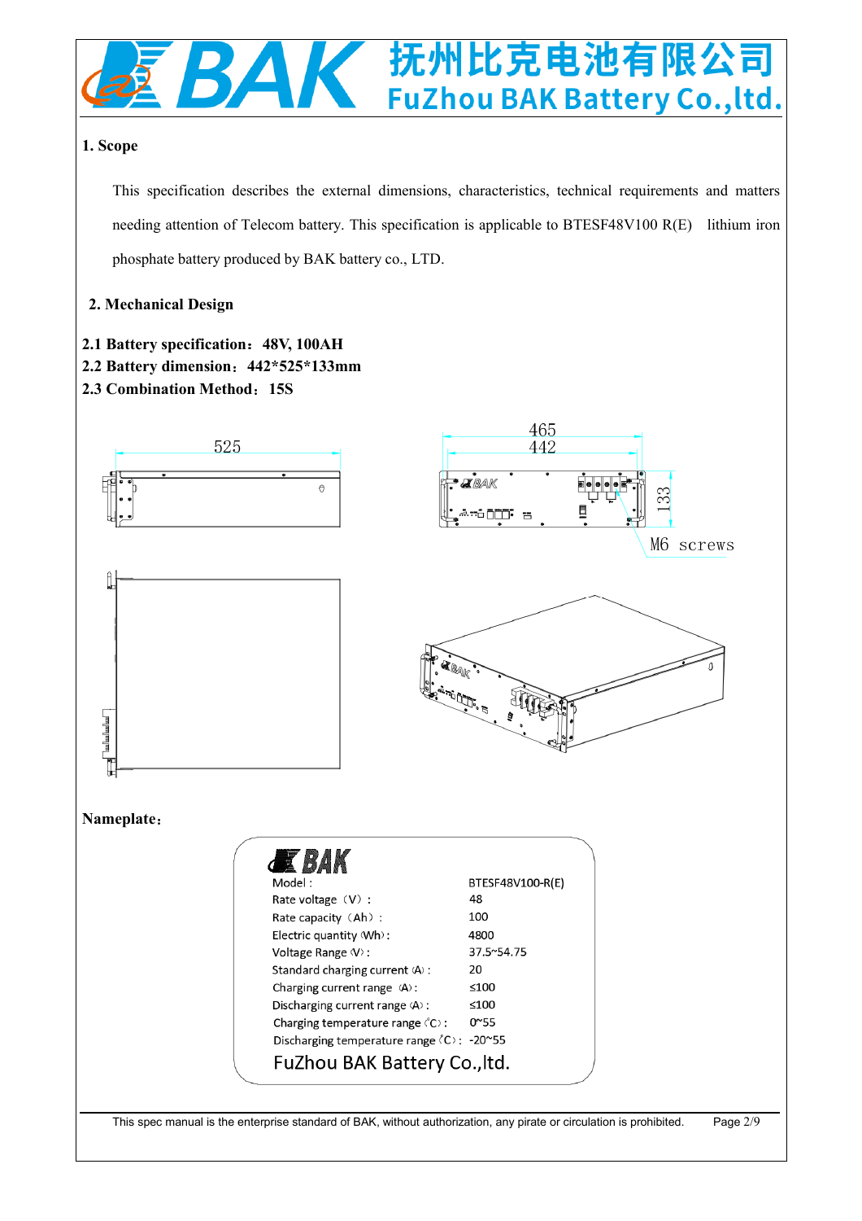## 1. Scope

This specification describes the external dimensions, characteristics, technical requirements and matters needing attention of Telecom battery. This specification is applicable to BTESF48V100 R(E) lithium iron phosphate battery produced by BAK battery co., LTD.

## 2. Mechanical Design

**2.1 Battery specification：48V, 100AH**

**2.2 Battery dimension：442*525*133mm**

**2.3 Combination Method：15S**

**Nameplate：**

| Model : | BTESF48V100-R(E) |
|---|---|
| Rate voltage（V）: | 48 |
| Rate capacity（Ah）: | 100 |
| Electric quantity (Wh): | 4800 |
| Voltage Range (V): | 37.5~54.75 |
| Standard charging current (A): | 20 |
| Charging current range (A): | ≤100 |
| Discharging current range (A): | ≤100 |
| Charging temperature range (℃): | 0~55 |
| Discharging temperature range (℃): | -20~55 |

FuZhou BAK Battery Co.,ltd.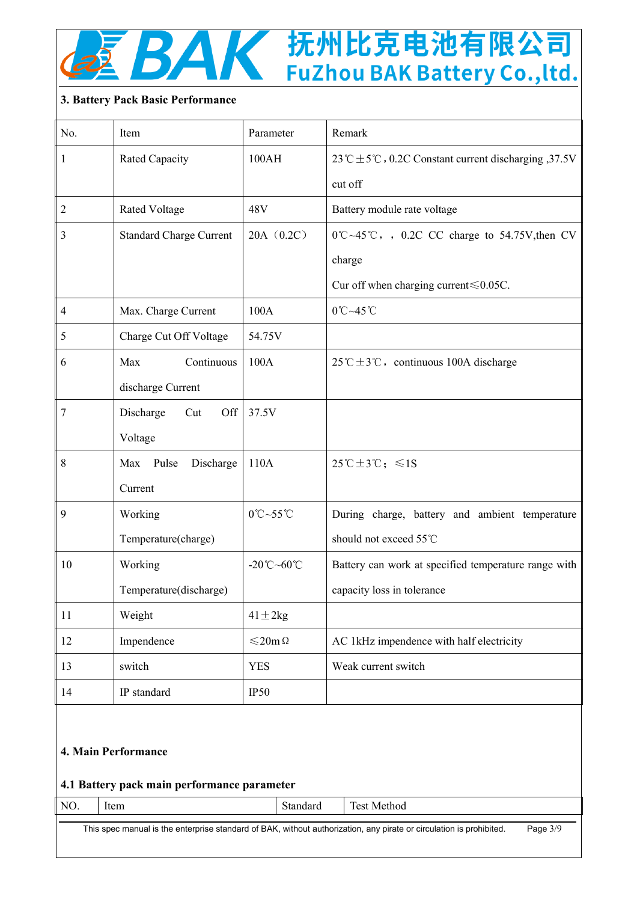### 3. Battery Pack Basic Performance

| No. | Item | Parameter | Remark |
|---|---|---|---|
| 1 | Rated Capacity | 100AH | 23℃±5℃，0.2C Constant current discharging ,37.5V cut off |
| 2 | Rated Voltage | 48V | Battery module rate voltage |
| 3 | Standard Charge Current | 20A（0.2C） | 0℃~45℃，，0.2C CC charge to 54.75V,then CV charge<br>Cur off when charging current≤0.05C. |
| 4 | Max. Charge Current | 100A | 0℃~45℃ |
| 5 | Charge Cut Off Voltage | 54.75V | |
| 6 | Max Continuous discharge Current | 100A | 25℃±3℃，continuous 100A discharge |
| 7 | Discharge Cut Off Voltage | 37.5V | |
| 8 | Max Pulse Discharge Current | 110A | 25℃±3℃；≤1S |
| 9 | Working Temperature(charge) | 0℃~55℃ | During charge, battery and ambient temperature should not exceed 55℃ |
| 10 | Working Temperature(discharge) | -20℃~60℃ | Battery can work at specified temperature range with capacity loss in tolerance |
| 11 | Weight | 41±2kg | |
| 12 | Impendence | ≤20mΩ | AC 1kHz impendence with half electricity |
| 13 | switch | YES | Weak current switch |
| 14 | IP standard | IP50 | |

### 4. Main Performance

#### 4.1 Battery pack main performance parameter

| NO. | Item | Standard | Test Method |
|---|---|---|---|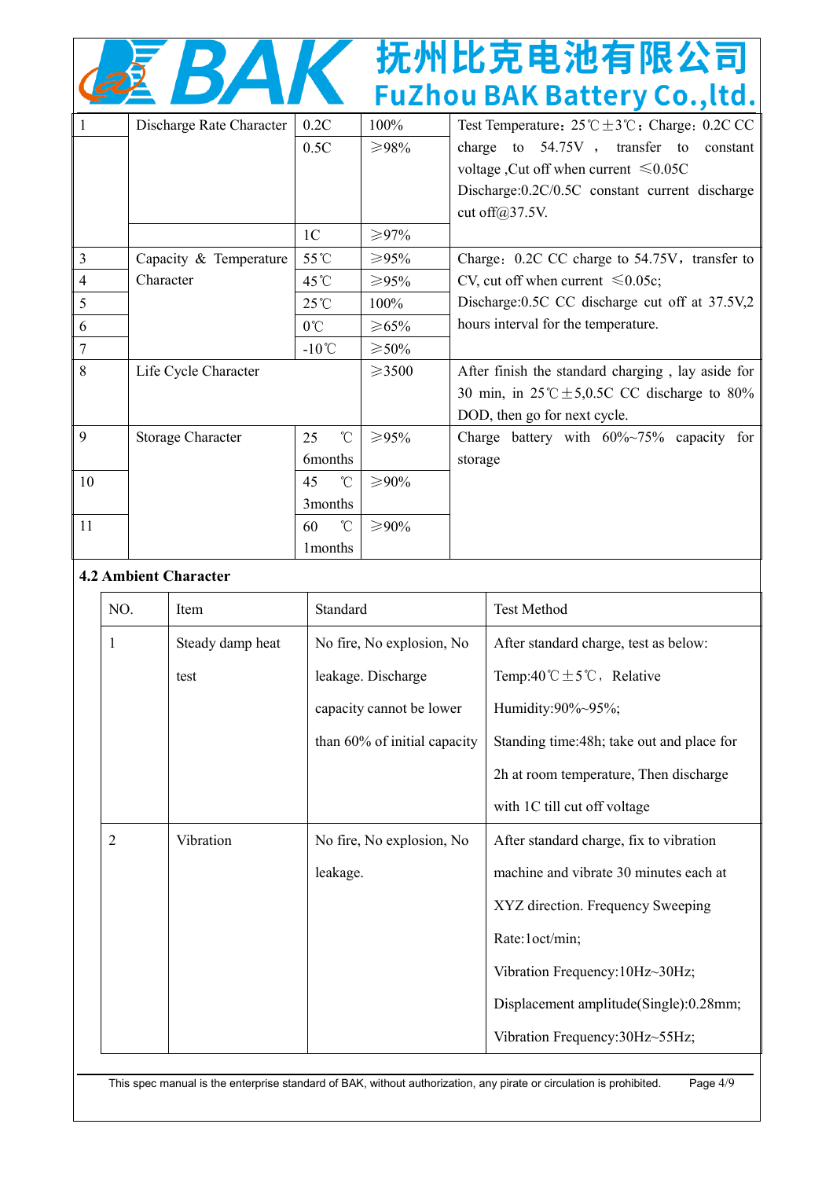| 1 | Discharge Rate Character | 0.2C | 100% | Test Temperature：25℃±3℃；Charge：0.2C CC charge to 54.75V , transfer to constant voltage ,Cut off when current ≤0.05C Discharge:0.2C/0.5C constant current discharge cut off@37.5V. |
|---|---|---|---|---|
| | | 0.5C | ≥98% | |
| | | 1C | ≥97% | |
| 3 | Capacity & Temperature Character | 55℃ | ≥95% | Charge：0.2C CC charge to 54.75V，transfer to CV, cut off when current ≤0.05c; Discharge:0.5C CC discharge cut off at 37.5V,2 hours interval for the temperature. |
| 4 | | 45℃ | ≥95% | |
| 5 | | 25℃ | 100% | |
| 6 | | 0℃ | ≥65% | |
| 7 | | -10℃ | ≥50% | |
| 8 | Life Cycle Character | | ≥3500 | After finish the standard charging , lay aside for 30 min, in 25℃±5,0.5C CC discharge to 80% DOD, then go for next cycle. |
| 9 | Storage Character | 25 ℃ 6months | ≥95% | Charge battery with 60%~75% capacity for storage |
| 10 | | 45 ℃ 3months | ≥90% | |
| 11 | | 60 ℃ 1months | ≥90% | |

**4.2 Ambient Character**

| NO. | Item | Standard | Test Method |
|---|---|---|---|
| 1 | Steady damp heat test | No fire, No explosion, No leakage. Discharge capacity cannot be lower than 60% of initial capacity | After standard charge, test as below: Temp:40℃±5℃，Relative Humidity:90%~95%; Standing time:48h; take out and place for 2h at room temperature, Then discharge with 1C till cut off voltage |
| 2 | Vibration | No fire, No explosion, No leakage. | After standard charge, fix to vibration machine and vibrate 30 minutes each at XYZ direction. Frequency Sweeping Rate:1oct/min; Vibration Frequency:10Hz~30Hz; Displacement amplitude(Single):0.28mm; Vibration Frequency:30Hz~55Hz; |

This spec manual is the enterprise standard of BAK, without authorization, any pirate or circulation is prohibited.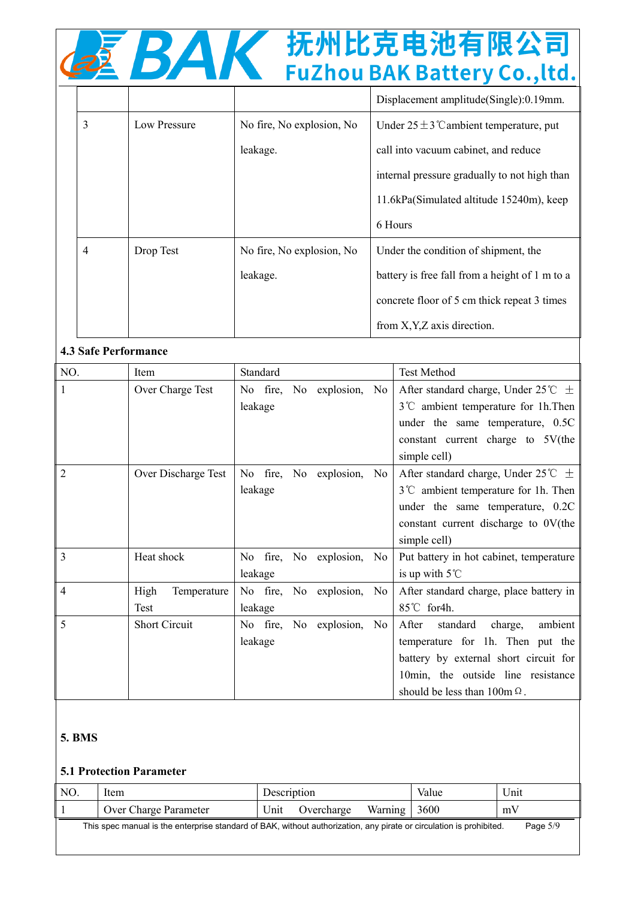| | | | Displacement amplitude(Single):0.19mm. |
|---|---|---|---|
| 3 | Low Pressure | No fire, No explosion, No leakage. | Under 25±3℃ambient temperature, put call into vacuum cabinet, and reduce internal pressure gradually to not high than 11.6kPa(Simulated altitude 15240m), keep 6 Hours |
| 4 | Drop Test | No fire, No explosion, No leakage. | Under the condition of shipment, the battery is free fall from a height of 1 m to a concrete floor of 5 cm thick repeat 3 times from X,Y,Z axis direction. |

**4.3 Safe Performance**

| NO. | Item | Standard | Test Method |
|---|---|---|---|
| 1 | Over Charge Test | No fire, No explosion, No leakage | After standard charge, Under 25℃ ±3℃ ambient temperature for 1h.Then under the same temperature, 0.5C constant current charge to 5V(the simple cell) |
| 2 | Over Discharge Test | No fire, No explosion, No leakage | After standard charge, Under 25℃ ±3℃ ambient temperature for 1h. Then under the same temperature, 0.2C constant current discharge to 0V(the simple cell) |
| 3 | Heat shock | No fire, No explosion, No leakage | Put battery in hot cabinet, temperature is up with 5℃ |
| 4 | High Temperature Test | No fire, No explosion, No leakage | After standard charge, place battery in 85℃ for4h. |
| 5 | Short Circuit | No fire, No explosion, No leakage | After standard charge, ambient temperature for 1h. Then put the battery by external short circuit for 10min, the outside line resistance should be less than 100mΩ. |

**5. BMS**

**5.1 Protection Parameter**

| NO. | Item | Description | Value | Unit |
|---|---|---|---|---|
| 1 | Over Charge Parameter | Unit Overcharge Warning | 3600 | mV |

This spec manual is the enterprise standard of BAK, without authorization, any pirate or circulation is prohibited.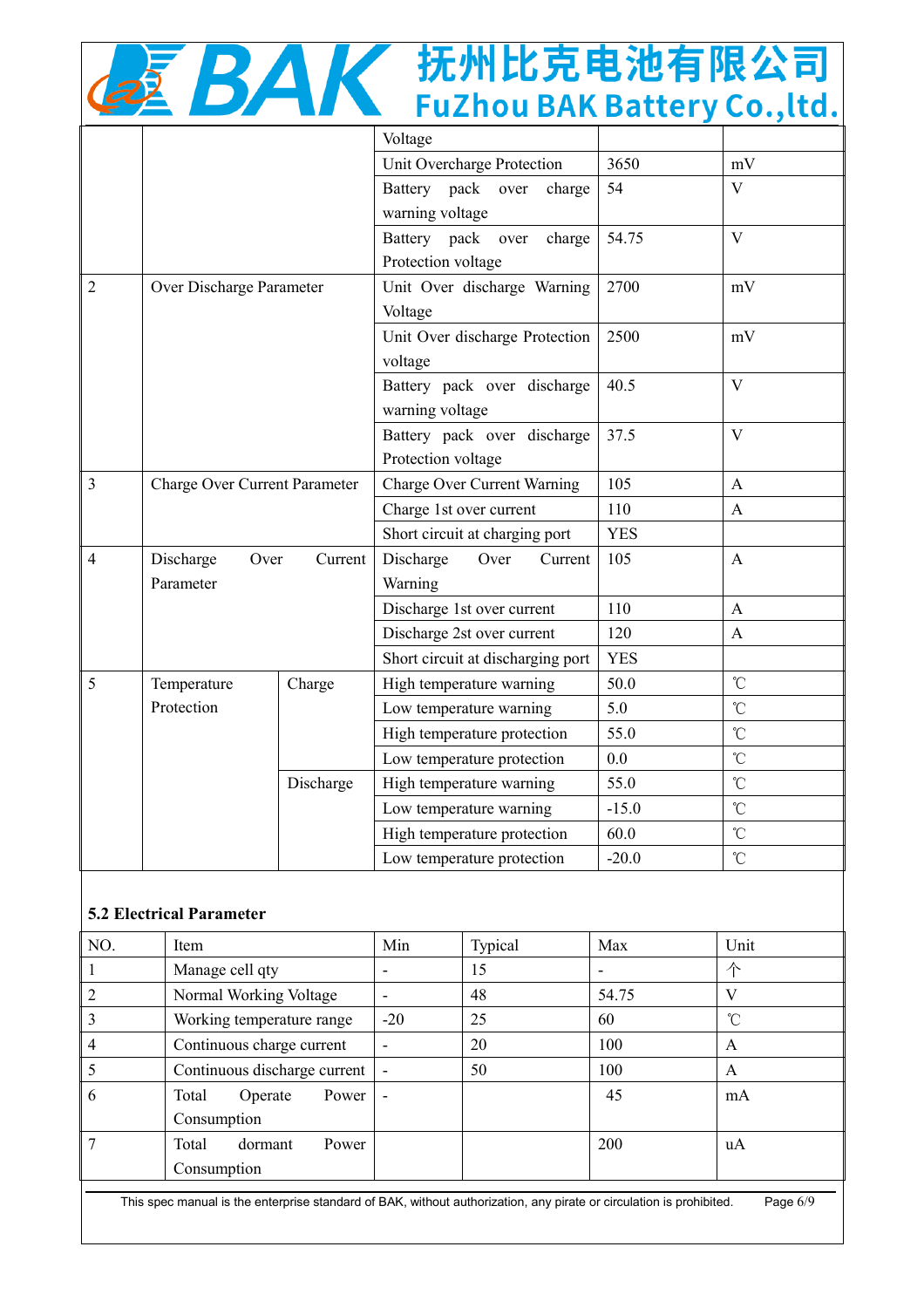|  |  |  | Voltage |  |  |
|---|---|---|---|---|---|
|  |  |  | Unit Overcharge Protection | 3650 | mV |
|  |  |  | Battery pack over charge warning voltage | 54 | V |
|  |  |  | Battery pack over charge Protection voltage | 54.75 | V |
| 2 | Over Discharge Parameter |  | Unit Over discharge Warning Voltage | 2700 | mV |
|  |  |  | Unit Over discharge Protection voltage | 2500 | mV |
|  |  |  | Battery pack over discharge warning voltage | 40.5 | V |
|  |  |  | Battery pack over discharge Protection voltage | 37.5 | V |
| 3 | Charge Over Current Parameter |  | Charge Over Current Warning | 105 | A |
|  |  |  | Charge 1st over current | 110 | A |
|  |  |  | Short circuit at charging port | YES |  |
| 4 | Discharge Over Current Parameter |  | Discharge Over Current Warning | 105 | A |
|  |  |  | Discharge 1st over current | 110 | A |
|  |  |  | Discharge 2st over current | 120 | A |
|  |  |  | Short circuit at discharging port | YES |  |
| 5 | Temperature Protection | Charge | High temperature warning | 50.0 | ℃ |
|  |  |  | Low temperature warning | 5.0 | ℃ |
|  |  |  | High temperature protection | 55.0 | ℃ |
|  |  |  | Low temperature protection | 0.0 | ℃ |
|  |  | Discharge | High temperature warning | 55.0 | ℃ |
|  |  |  | Low temperature warning | -15.0 | ℃ |
|  |  |  | High temperature protection | 60.0 | ℃ |
|  |  |  | Low temperature protection | -20.0 | ℃ |

**5.2 Electrical Parameter**

| NO. | Item | Min | Typical | Max | Unit |
|---|---|---|---|---|---|
| 1 | Manage cell qty | - | 15 | - | 个 |
| 2 | Normal Working Voltage | - | 48 | 54.75 | V |
| 3 | Working temperature range | -20 | 25 | 60 | ℃ |
| 4 | Continuous charge current | - | 20 | 100 | A |
| 5 | Continuous discharge current | - | 50 | 100 | A |
| 6 | Total Operate Power Consumption | - |  | 45 | mA |
| 7 | Total dormant Power Consumption |  |  | 200 | uA |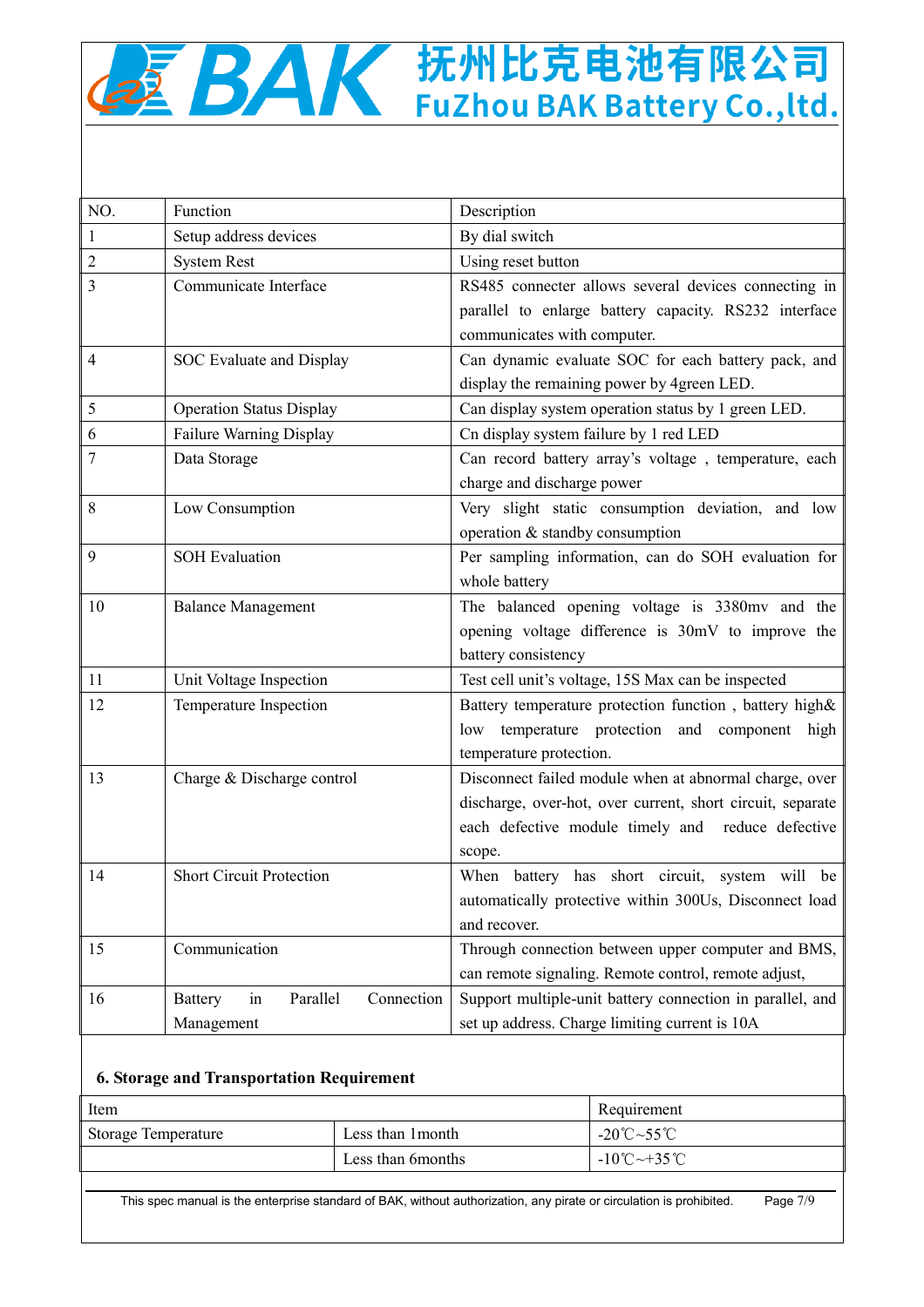| NO. | Function | Description |
|---|---|---|
| 1 | Setup address devices | By dial switch |
| 2 | System Rest | Using reset button |
| 3 | Communicate Interface | RS485 connecter allows several devices connecting in parallel to enlarge battery capacity. RS232 interface communicates with computer. |
| 4 | SOC Evaluate and Display | Can dynamic evaluate SOC for each battery pack, and display the remaining power by 4green LED. |
| 5 | Operation Status Display | Can display system operation status by 1 green LED. |
| 6 | Failure Warning Display | Cn display system failure by 1 red LED |
| 7 | Data Storage | Can record battery array's voltage , temperature, each charge and discharge power |
| 8 | Low Consumption | Very slight static consumption deviation, and low operation & standby consumption |
| 9 | SOH Evaluation | Per sampling information, can do SOH evaluation for whole battery |
| 10 | Balance Management | The balanced opening voltage is 3380mv and the opening voltage difference is 30mV to improve the battery consistency |
| 11 | Unit Voltage Inspection | Test cell unit's voltage, 15S Max can be inspected |
| 12 | Temperature Inspection | Battery temperature protection function , battery high& low temperature protection and component high temperature protection. |
| 13 | Charge & Discharge control | Disconnect failed module when at abnormal charge, over discharge, over-hot, over current, short circuit, separate each defective module timely and reduce defective scope. |
| 14 | Short Circuit Protection | When battery has short circuit, system will be automatically protective within 300Us, Disconnect load and recover. |
| 15 | Communication | Through connection between upper computer and BMS, can remote signaling. Remote control, remote adjust, |
| 16 | Battery in Parallel Connection Management | Support multiple-unit battery connection in parallel, and set up address. Charge limiting current is 10A |

### 6. Storage and Transportation Requirement

| Item | | Requirement |
|---|---|---|
| Storage Temperature | Less than 1month | -20℃~55℃ |
| | Less than 6months | -10℃~+35℃ |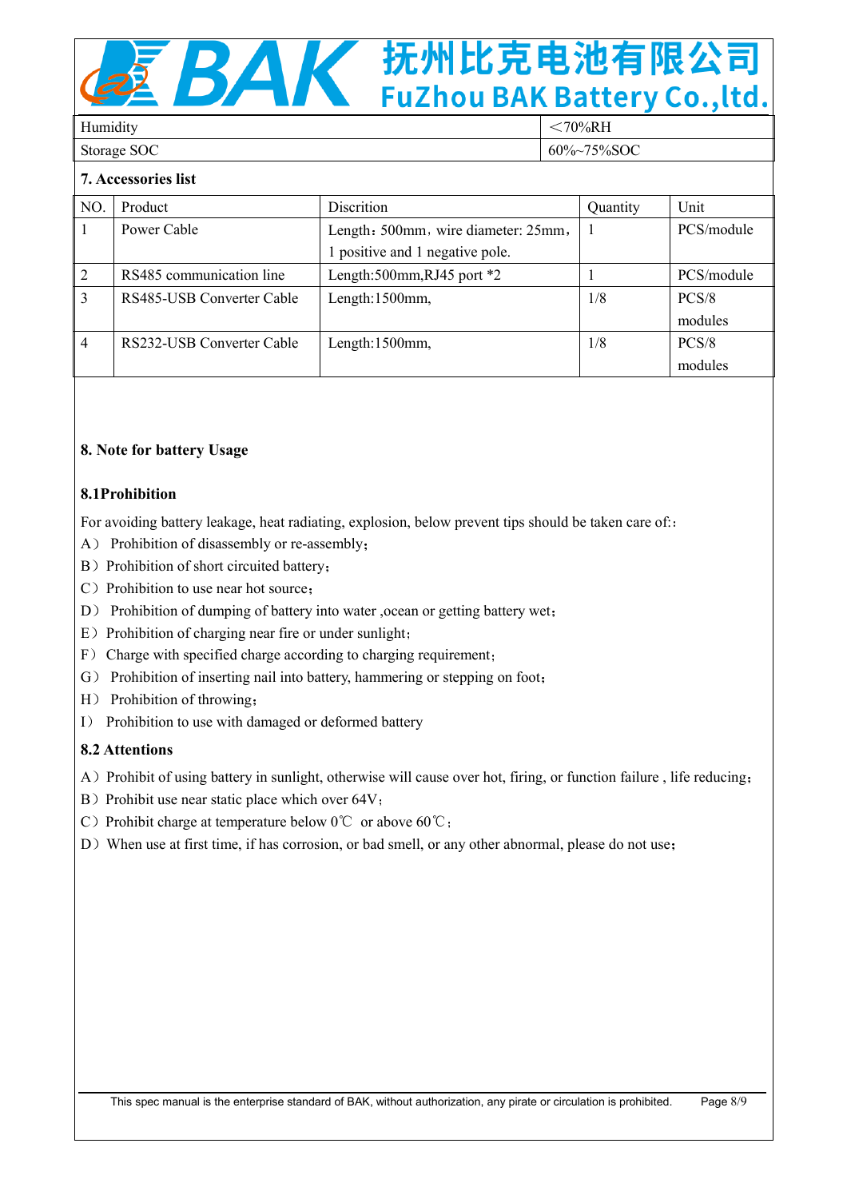| | |
|---|---|
| Humidity | ＜70%RH |
| Storage SOC | 60%~75%SOC |

**7. Accessories list**

| NO. | Product | Discrition | Quantity | Unit |
|---|---|---|---|---|
| 1 | Power Cable | Length：500mm，wire diameter: 25mm，1 positive and 1 negative pole. | 1 | PCS/module |
| 2 | RS485 communication line | Length:500mm,RJ45 port *2 | 1 | PCS/module |
| 3 | RS485-USB Converter Cable | Length:1500mm, | 1/8 | PCS/8 modules |
| 4 | RS232-USB Converter Cable | Length:1500mm, | 1/8 | PCS/8 modules |

**8. Note for battery Usage**

**8.1Prohibition**

For avoiding battery leakage, heat radiating, explosion, below prevent tips should be taken care of:：

A） Prohibition of disassembly or re-assembly；

B）Prohibition of short circuited battery；

C）Prohibition to use near hot source；

D） Prohibition of dumping of battery into water ,ocean or getting battery wet；

E）Prohibition of charging near fire or under sunlight；

F） Charge with specified charge according to charging requirement；

G） Prohibition of inserting nail into battery, hammering or stepping on foot；

H） Prohibition of throwing；

I） Prohibition to use with damaged or deformed battery

**8.2 Attentions**

A）Prohibit of using battery in sunlight, otherwise will cause over hot, firing, or function failure , life reducing；

B）Prohibit use near static place which over 64V；

C）Prohibit charge at temperature below 0℃ or above 60℃；

D）When use at first time, if has corrosion, or bad smell, or any other abnormal, please do not use；